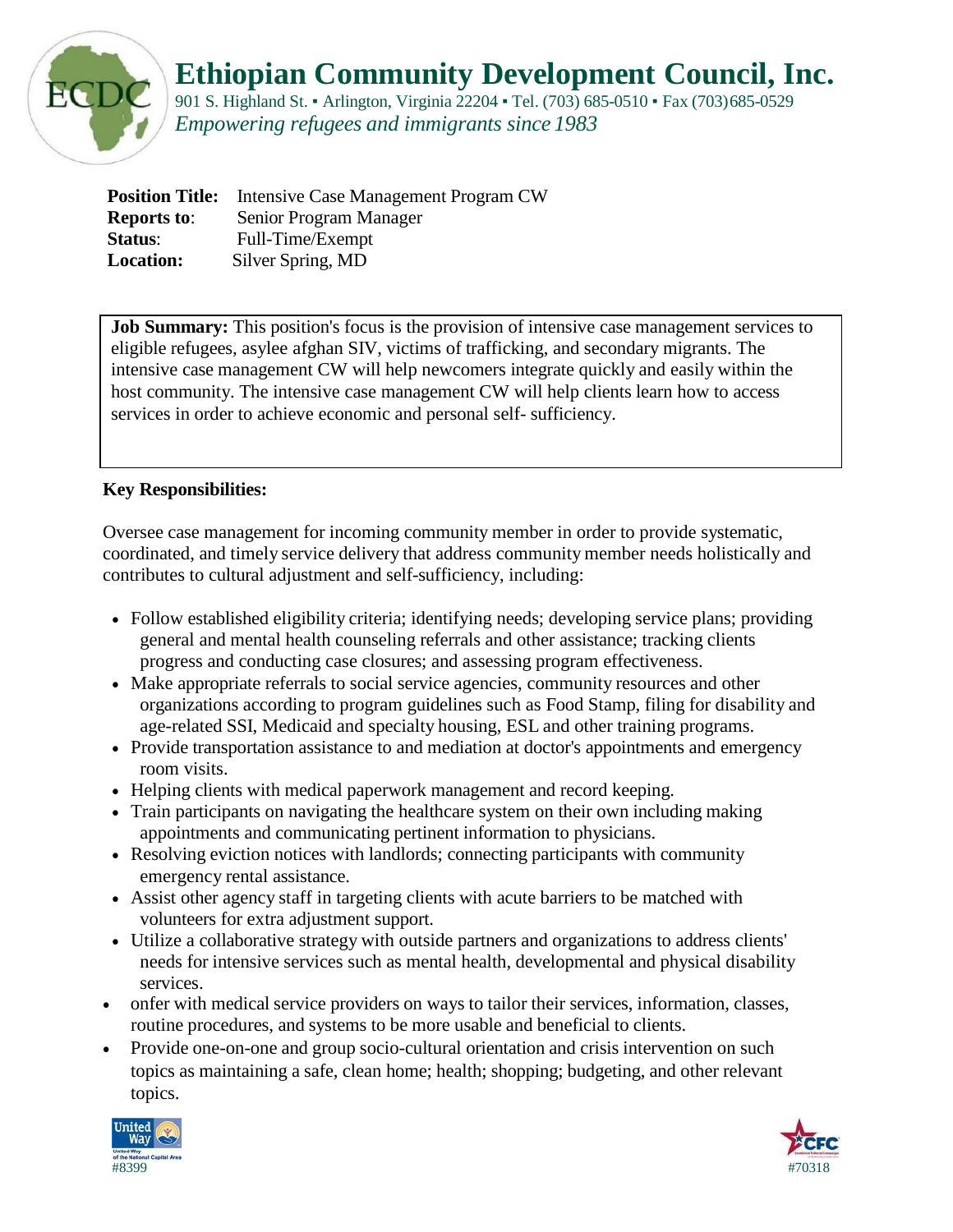# Ethiopian Community Development Council, Inc.

901 S. Highland St. ▪ Arlington, Virginia 22204 ▪ Tel. (703) 685-0510 ▪ Fax (703)685-0529

*Empowering refugees and immigrants since 1983*

**Position Title:** Intensive Case Management Program CW
**Reports to**: Senior Program Manager
**Status**: Full-Time/Exempt
**Location:** Silver Spring, MD

**Job Summary:** This position's focus is the provision of intensive case management services to eligible refugees, asylee afghan SIV, victims of trafficking, and secondary migrants. The intensive case management CW will help newcomers integrate quickly and easily within the host community. The intensive case management CW will help clients learn how to access services in order to achieve economic and personal self- sufficiency.

**Key Responsibilities:**

Oversee case management for incoming community member in order to provide systematic, coordinated, and timely service delivery that address community member needs holistically and contributes to cultural adjustment and self-sufficiency, including:

- Follow established eligibility criteria; identifying needs; developing service plans; providing general and mental health counseling referrals and other assistance; tracking clients progress and conducting case closures; and assessing program effectiveness.
- Make appropriate referrals to social service agencies, community resources and other organizations according to program guidelines such as Food Stamp, filing for disability and age-related SSI, Medicaid and specialty housing, ESL and other training programs.
- Provide transportation assistance to and mediation at doctor's appointments and emergency room visits.
- Helping clients with medical paperwork management and record keeping.
- Train participants on navigating the healthcare system on their own including making appointments and communicating pertinent information to physicians.
- Resolving eviction notices with landlords; connecting participants with community emergency rental assistance.
- Assist other agency staff in targeting clients with acute barriers to be matched with volunteers for extra adjustment support.
- Utilize a collaborative strategy with outside partners and organizations to address clients' needs for intensive services such as mental health, developmental and physical disability services.
- onfer with medical service providers on ways to tailor their services, information, classes, routine procedures, and systems to be more usable and beneficial to clients.
- Provide one-on-one and group socio-cultural orientation and crisis intervention on such topics as maintaining a safe, clean home; health; shopping; budgeting, and other relevant topics.

#8399

#70318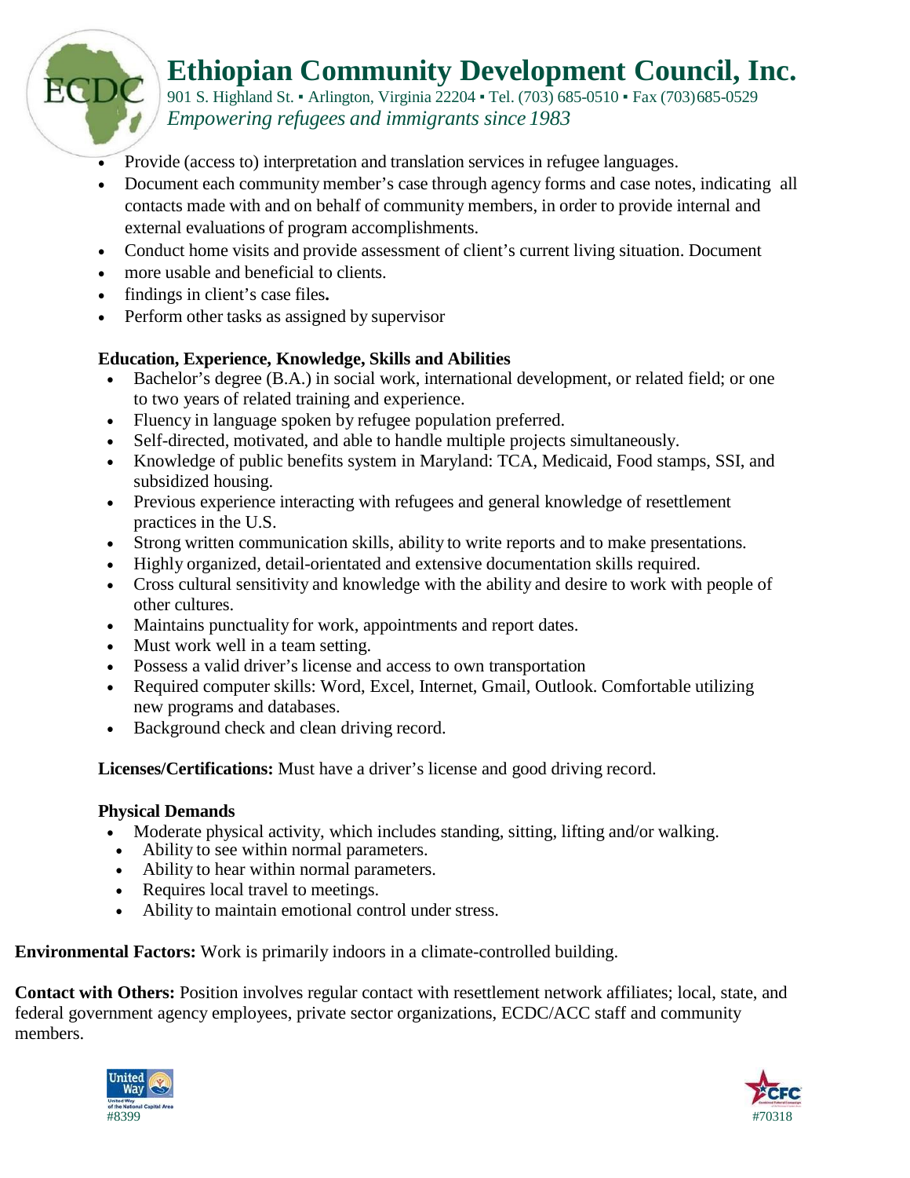- Provide (access to) interpretation and translation services in refugee languages.
- Document each community member's case through agency forms and case notes, indicating all contacts made with and on behalf of community members, in order to provide internal and external evaluations of program accomplishments.
- Conduct home visits and provide assessment of client's current living situation. Document
- more usable and beneficial to clients.
- findings in client's case files**.**
- Perform other tasks as assigned by supervisor

**Education, Experience, Knowledge, Skills and Abilities**

- Bachelor's degree (B.A.) in social work, international development, or related field; or one to two years of related training and experience.
- Fluency in language spoken by refugee population preferred.
- Self-directed, motivated, and able to handle multiple projects simultaneously.
- Knowledge of public benefits system in Maryland: TCA, Medicaid, Food stamps, SSI, and subsidized housing.
- Previous experience interacting with refugees and general knowledge of resettlement practices in the U.S.
- Strong written communication skills, ability to write reports and to make presentations.
- Highly organized, detail-orientated and extensive documentation skills required.
- Cross cultural sensitivity and knowledge with the ability and desire to work with people of other cultures.
- Maintains punctuality for work, appointments and report dates.
- Must work well in a team setting.
- Possess a valid driver's license and access to own transportation
- Required computer skills: Word, Excel, Internet, Gmail, Outlook. Comfortable utilizing new programs and databases.
- Background check and clean driving record.

**Licenses/Certifications:** Must have a driver's license and good driving record.

**Physical Demands**

- Moderate physical activity, which includes standing, sitting, lifting and/or walking.
- Ability to see within normal parameters.
- Ability to hear within normal parameters.
- Requires local travel to meetings.
- Ability to maintain emotional control under stress.

**Environmental Factors:** Work is primarily indoors in a climate-controlled building.

**Contact with Others:** Position involves regular contact with resettlement network affiliates; local, state, and federal government agency employees, private sector organizations, ECDC/ACC staff and community members.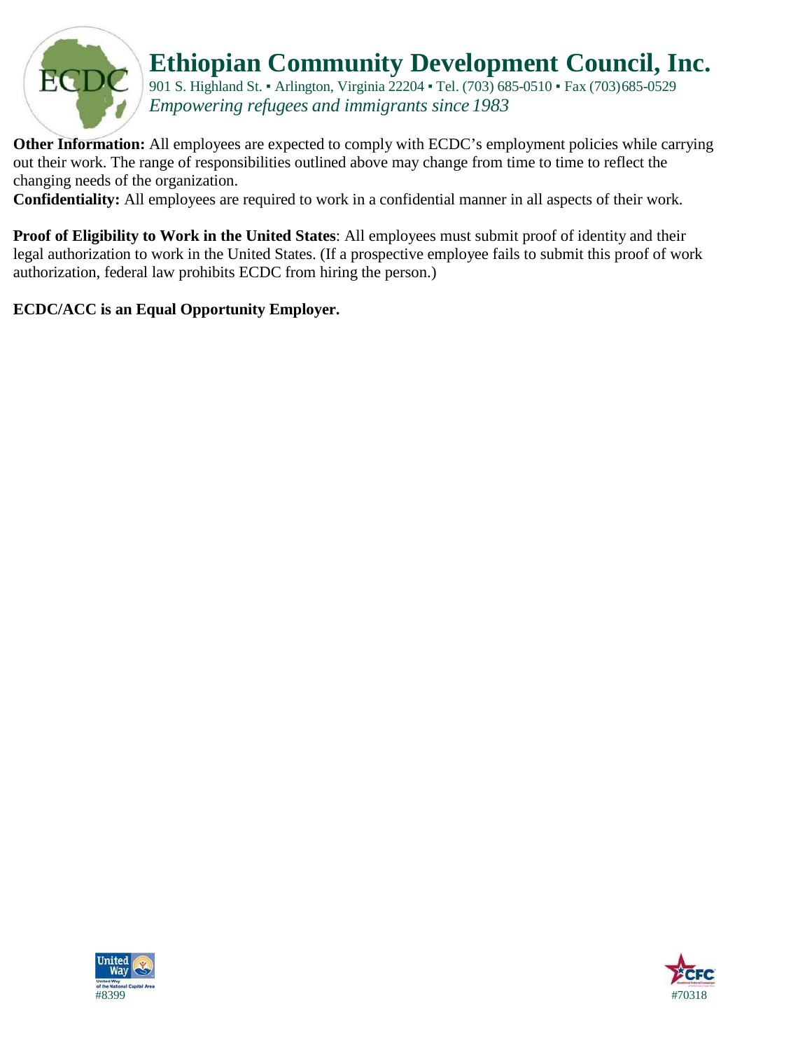# Ethiopian Community Development Council, Inc.

901 S. Highland St. ▪ Arlington, Virginia 22204 ▪ Tel. (703) 685-0510 ▪ Fax (703)685-0529

*Empowering refugees and immigrants since 1983*

**Other Information:** All employees are expected to comply with ECDC's employment policies while carrying out their work. The range of responsibilities outlined above may change from time to time to reflect the changing needs of the organization.

**Confidentiality:** All employees are required to work in a confidential manner in all aspects of their work.

**Proof of Eligibility to Work in the United States**: All employees must submit proof of identity and their legal authorization to work in the United States. (If a prospective employee fails to submit this proof of work authorization, federal law prohibits ECDC from hiring the person.)

**ECDC/ACC is an Equal Opportunity Employer.**

United Way of the National Capital Area #8399

CFC #70318